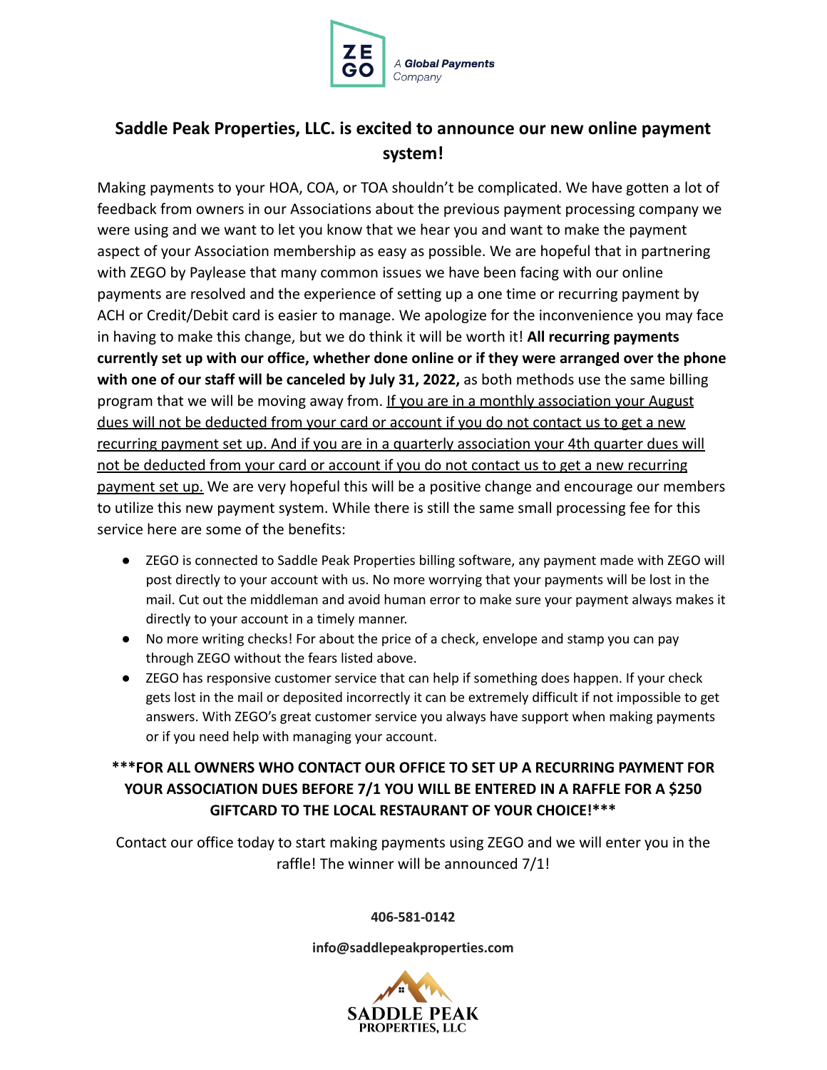ZEGO

A **Global Payments** Company

## Saddle Peak Properties, LLC. is excited to announce our new online payment system!

Making payments to your HOA, COA, or TOA shouldn't be complicated. We have gotten a lot of feedback from owners in our Associations about the previous payment processing company we were using and we want to let you know that we hear you and want to make the payment aspect of your Association membership as easy as possible. We are hopeful that in partnering with ZEGO by Paylease that many common issues we have been facing with our online payments are resolved and the experience of setting up a one time or recurring payment by ACH or Credit/Debit card is easier to manage. We apologize for the inconvenience you may face in having to make this change, but we do think it will be worth it! **All recurring payments currently set up with our office, whether done online or if they were arranged over the phone with one of our staff will be canceled by July 31, 2022,** as both methods use the same billing program that we will be moving away from. <u>If you are in a monthly association your August dues will not be deducted from your card or account if you do not contact us to get a new recurring payment set up. And if you are in a quarterly association your 4th quarter dues will not be deducted from your card or account if you do not contact us to get a new recurring payment set up.</u> We are very hopeful this will be a positive change and encourage our members to utilize this new payment system. While there is still the same small processing fee for this service here are some of the benefits:

- ZEGO is connected to Saddle Peak Properties billing software, any payment made with ZEGO will post directly to your account with us. No more worrying that your payments will be lost in the mail. Cut out the middleman and avoid human error to make sure your payment always makes it directly to your account in a timely manner.
- No more writing checks! For about the price of a check, envelope and stamp you can pay through ZEGO without the fears listed above.
- ZEGO has responsive customer service that can help if something does happen. If your check gets lost in the mail or deposited incorrectly it can be extremely difficult if not impossible to get answers. With ZEGO's great customer service you always have support when making payments or if you need help with managing your account.

**\*\*\*FOR ALL OWNERS WHO CONTACT OUR OFFICE TO SET UP A RECURRING PAYMENT FOR YOUR ASSOCIATION DUES BEFORE 7/1 YOU WILL BE ENTERED IN A RAFFLE FOR A $250 GIFTCARD TO THE LOCAL RESTAURANT OF YOUR CHOICE!\*\*\***

Contact our office today to start making payments using ZEGO and we will enter you in the raffle! The winner will be announced 7/1!

**406-581-0142**

**info@saddlepeakproperties.com**

SADDLE PEAK PROPERTIES, LLC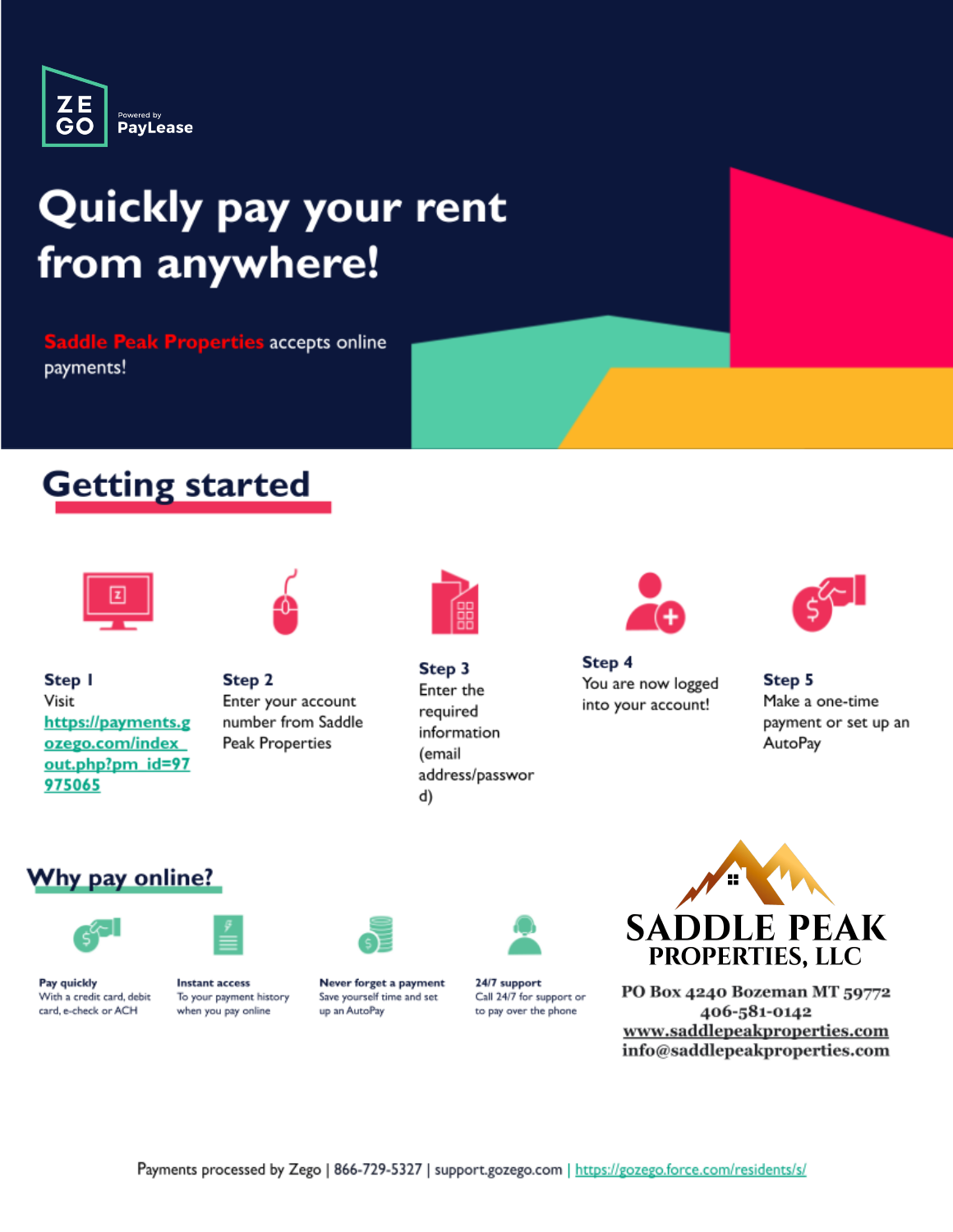ZE GO Powered by PayLease

# Quickly pay your rent from anywhere!

Saddle Peak Properties accepts online payments!

## Getting started

**Step 1**
Visit https://payments.gozego.com/index_out.php?pm_id=97975065

**Step 2**
Enter your account number from Saddle Peak Properties

**Step 3**
Enter the required information (email address/password)

**Step 4**
You are now logged into your account!

**Step 5**
Make a one-time payment or set up an AutoPay

## Why pay online?

**Pay quickly**
With a credit card, debit card, e-check or ACH

**Instant access**
To your payment history when you pay online

**Never forget a payment**
Save yourself time and set up an AutoPay

**24/7 support**
Call 24/7 for support or to pay over the phone

**SADDLE PEAK PROPERTIES, LLC**

PO Box 4240 Bozeman MT 59772
406-581-0142
www.saddlepeakproperties.com
info@saddlepeakproperties.com

Payments processed by Zego | 866-729-5327 | support.gozego.com | https://gozego.force.com/residents/s/